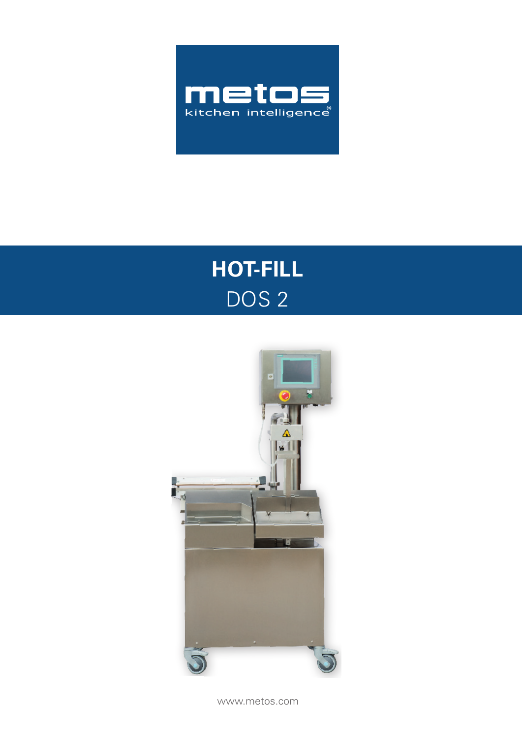metos

kitchen intelligence®

# HOT-FILL

## DOS 2

www.metos.com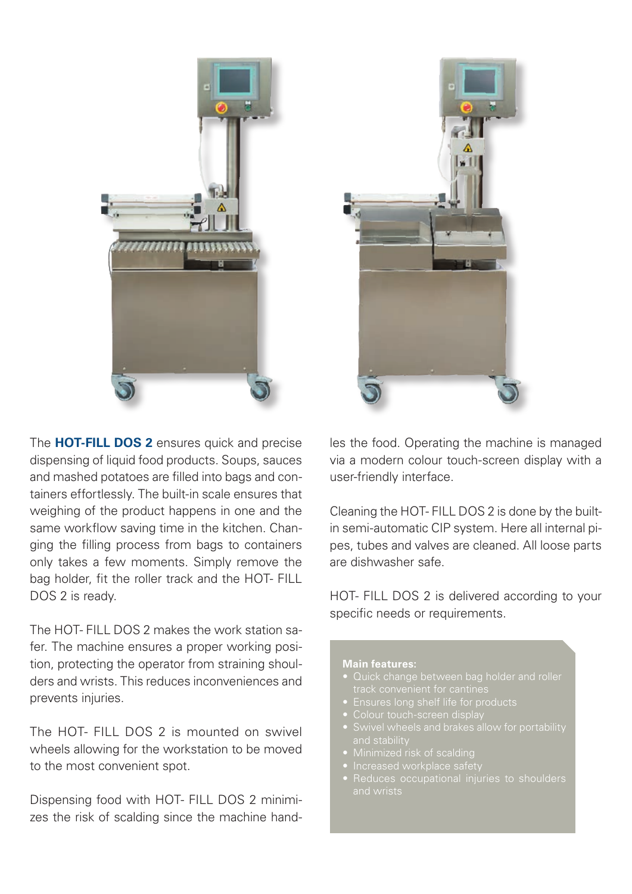The **HOT-FILL DOS 2** ensures quick and precise dispensing of liquid food products. Soups, sauces and mashed potatoes are filled into bags and containers effortlessly. The built-in scale ensures that weighing of the product happens in one and the same workflow saving time in the kitchen. Changing the filling process from bags to containers only takes a few moments. Simply remove the bag holder, fit the roller track and the HOT- FILL DOS 2 is ready.

The HOT- FILL DOS 2 makes the work station safer. The machine ensures a proper working position, protecting the operator from straining shoulders and wrists. This reduces inconveniences and prevents injuries.

The HOT- FILL DOS 2 is mounted on swivel wheels allowing for the workstation to be moved to the most convenient spot.

Dispensing food with HOT- FILL DOS 2 minimizes the risk of scalding since the machine handles the food. Operating the machine is managed via a modern colour touch-screen display with a user-friendly interface.

Cleaning the HOT- FILL DOS 2 is done by the built-in semi-automatic CIP system. Here all internal pipes, tubes and valves are cleaned. All loose parts are dishwasher safe.

HOT- FILL DOS 2 is delivered according to your specific needs or requirements.

**Main features:**

- Quick change between bag holder and roller track convenient for cantines
- Ensures long shelf life for products
- Colour touch-screen display
- Swivel wheels and brakes allow for portability and stability
- Minimized risk of scalding
- Increased workplace safety
- Reduces occupational injuries to shoulders and wrists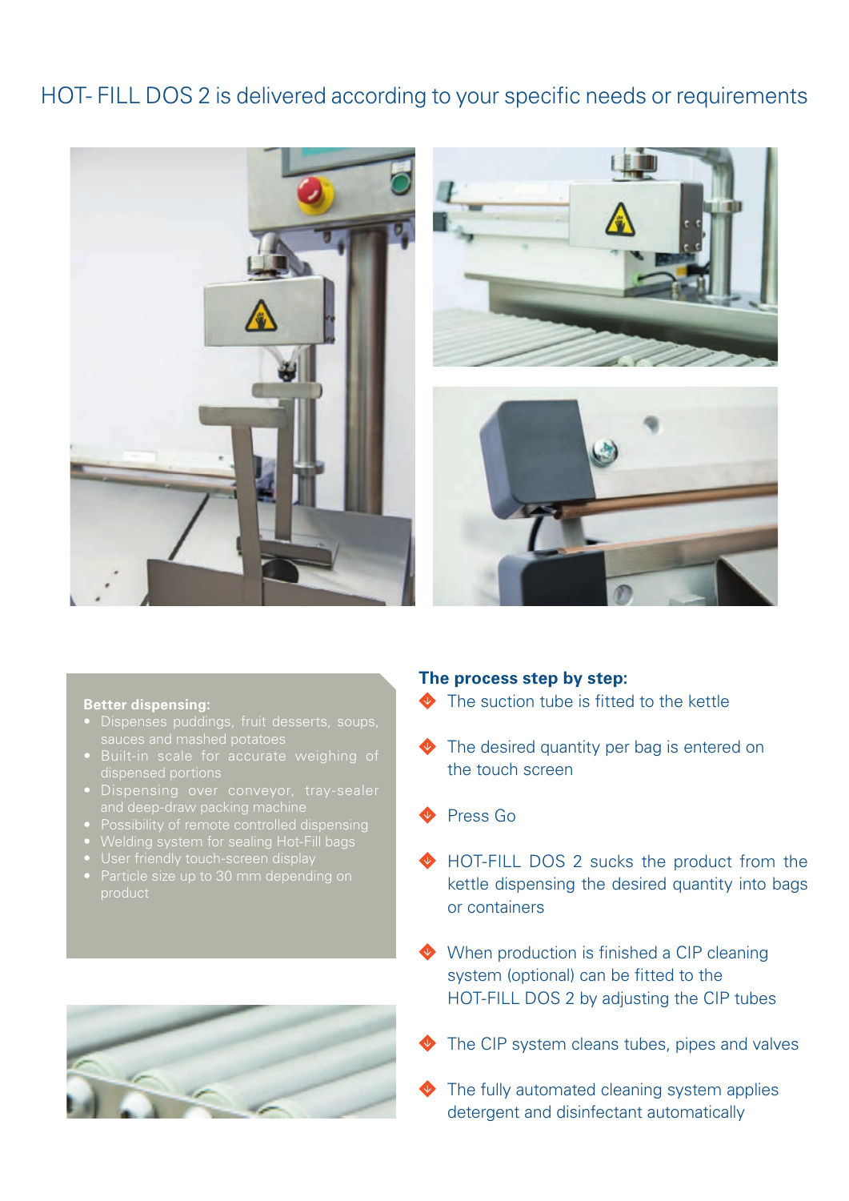# HOT- FILL DOS 2 is delivered according to your specific needs or requirements

**Better dispensing:**

- Dispenses puddings, fruit desserts, soups, sauces and mashed potatoes
- Built-in scale for accurate weighing of dispensed portions
- Dispensing over conveyor, tray-sealer and deep-draw packing machine
- Possibility of remote controlled dispensing
- Welding system for sealing Hot-Fill bags
- User friendly touch-screen display
- Particle size up to 30 mm depending on product

**The process step by step:**

- The suction tube is fitted to the kettle
- The desired quantity per bag is entered on the touch screen
- Press Go
- HOT-FILL DOS 2 sucks the product from the kettle dispensing the desired quantity into bags or containers
- When production is finished a CIP cleaning system (optional) can be fitted to the HOT-FILL DOS 2 by adjusting the CIP tubes
- The CIP system cleans tubes, pipes and valves
- The fully automated cleaning system applies detergent and disinfectant automatically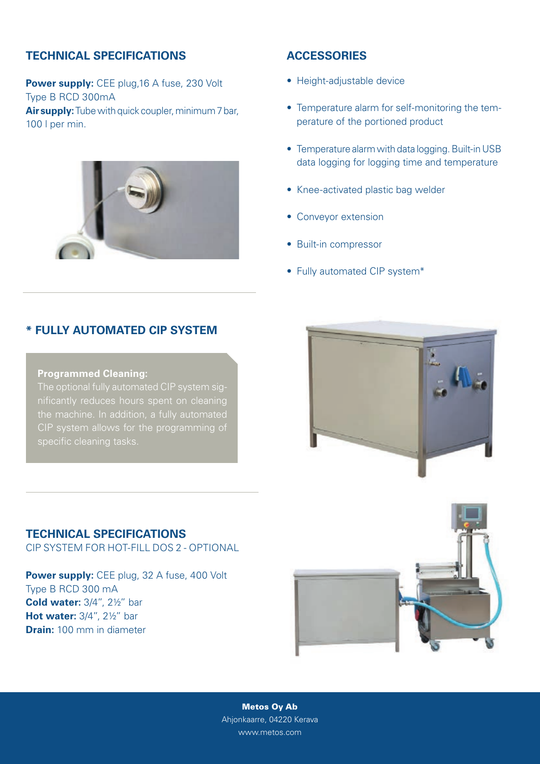## TECHNICAL SPECIFICATIONS

**Power supply:** CEE plug,16 A fuse, 230 Volt
Type B RCD 300mA
**Air supply:** Tube with quick coupler, minimum 7 bar, 100 l per min.

## ACCESSORIES

- Height-adjustable device
- Temperature alarm for self-monitoring the temperature of the portioned product
- Temperature alarm with data logging. Built-in USB data logging for logging time and temperature
- Knee-activated plastic bag welder
- Conveyor extension
- Built-in compressor
- Fully automated CIP system*

## * FULLY AUTOMATED CIP SYSTEM

**Programmed Cleaning:**
The optional fully automated CIP system significantly reduces hours spent on cleaning the machine. In addition, a fully automated CIP system allows for the programming of specific cleaning tasks.

## TECHNICAL SPECIFICATIONS

CIP SYSTEM FOR HOT-FILL DOS 2 - OPTIONAL

**Power supply:** CEE plug, 32 A fuse, 400 Volt
Type B RCD 300 mA
**Cold water:** 3/4", 2½" bar
**Hot water:** 3/4", 2½" bar
**Drain:** 100 mm in diameter

**Metos Oy Ab**
Ahjonkaarre, 04220 Kerava
www.metos.com